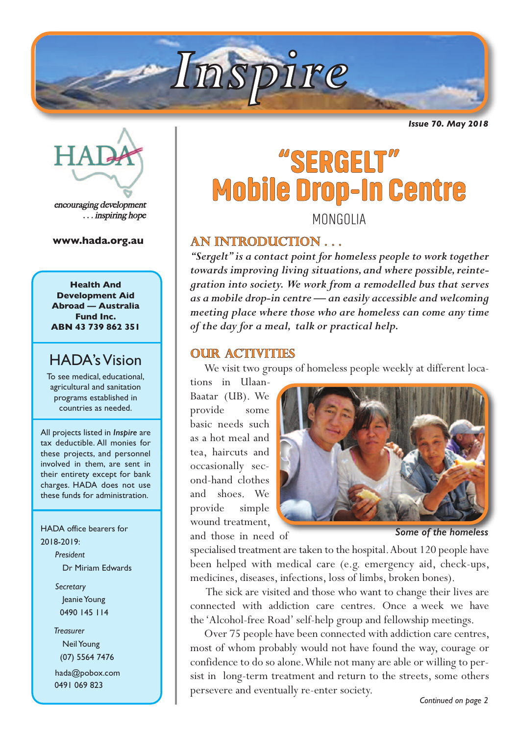# Inspire

*Issue 70. May 2018*

HADA

*encouraging development*
*. . . inspiring hope*

**www.hada.org.au**

**Health And Development Aid Abroad — Australia Fund Inc.**
**ABN 43 739 862 351**

## HADA's Vision

To see medical, educational, agricultural and sanitation programs established in countries as needed.

All projects listed in *Inspire* are tax deductible. All monies for these projects, and personnel involved in them, are sent in their entirety except for bank charges. HADA does not use these funds for administration.

HADA office bearers for 2018-2019:

*President*
Dr Miriam Edwards

*Secretary*
Jeanie Young
0490 145 114

*Treasurer*
Neil Young
(07) 5564 7476

hada@pobox.com
0491 069 823

# "SERGELT" Mobile Drop-In Centre

MONGOLIA

## AN INTRODUCTION . . .

***"Sergelt" is a contact point for homeless people to work together towards improving living situations, and where possible, reintegration into society. We work from a remodelled bus that serves as a mobile drop-in centre — an easily accessible and welcoming meeting place where those who are homeless can come any time of the day for a meal, talk or practical help.***

## OUR ACTIVITIES

We visit two groups of homeless people weekly at different locations in Ulaan-Baatar (UB). We provide some basic needs such as a hot meal and tea, haircuts and occasionally second-hand clothes and shoes. We provide simple wound treatment, and those in need of specialised treatment are taken to the hospital. About 120 people have been helped with medical care (e.g. emergency aid, check-ups, medicines, diseases, infections, loss of limbs, broken bones).

*Some of the homeless*

The sick are visited and those who want to change their lives are connected with addiction care centres. Once a week we have the 'Alcohol-free Road' self-help group and fellowship meetings.

Over 75 people have been connected with addiction care centres, most of whom probably would not have found the way, courage or confidence to do so alone. While not many are able or willing to persist in long-term treatment and return to the streets, some others persevere and eventually re-enter society.

*Continued on page 2*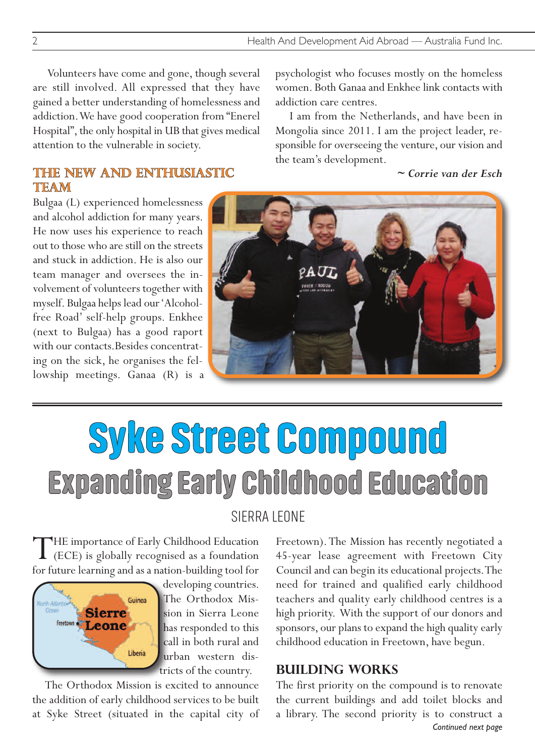Volunteers have come and gone, though several are still involved. All expressed that they have gained a better understanding of homelessness and addiction. We have good cooperation from "Enerel Hospital", the only hospital in UB that gives medical attention to the vulnerable in society.

### THE NEW AND ENTHUSIASTIC TEAM

Bulgaa (L) experienced homelessness and alcohol addiction for many years. He now uses his experience to reach out to those who are still on the streets and stuck in addiction. He is also our team manager and oversees the involvement of volunteers together with myself. Bulgaa helps lead our 'Alcohol-free Road' self-help groups. Enkhee (next to Bulgaa) has a good raport with our contacts. Besides concentrating on the sick, he organises the fellowship meetings. Ganaa (R) is a psychologist who focuses mostly on the homeless women. Both Ganaa and Enkhee link contacts with addiction care centres.

I am from the Netherlands, and have been in Mongolia since 2011. I am the project leader, responsible for overseeing the venture, our vision and the team's development.

*~ Corrie van der Esch*

# Syke Street Compound

## Expanding Early Childhood Education

SIERRA LEONE

THE importance of Early Childhood Education (ECE) is globally recognised as a foundation for future learning and as a nation-building tool for developing countries. The Orthodox Mission in Sierra Leone has responded to this call in both rural and urban western districts of the country.

The Orthodox Mission is excited to announce the addition of early childhood services to be built at Syke Street (situated in the capital city of Freetown). The Mission has recently negotiated a 45-year lease agreement with Freetown City Council and can begin its educational projects. The need for trained and qualified early childhood teachers and quality early childhood centres is a high priority. With the support of our donors and sponsors, our plans to expand the high quality early childhood education in Freetown, have begun.

### BUILDING WORKS

The first priority on the compound is to renovate the current buildings and add toilet blocks and a library. The second priority is to construct a

*Continued next page*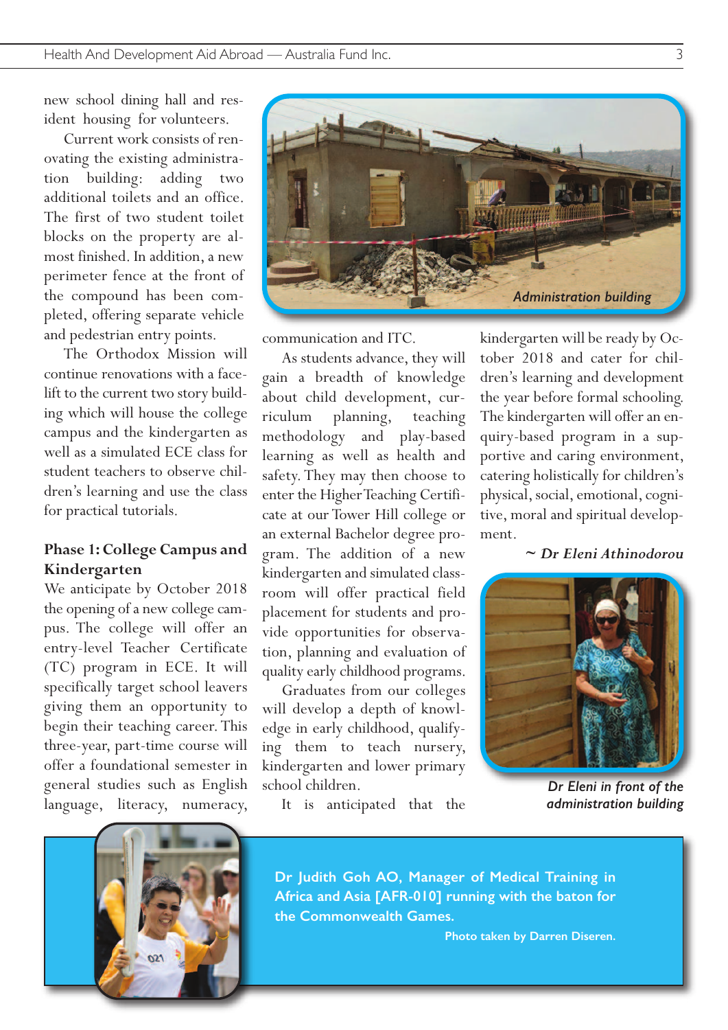new school dining hall and resident housing for volunteers.

Current work consists of renovating the existing administration building: adding two additional toilets and an office. The first of two student toilet blocks on the property are almost finished. In addition, a new perimeter fence at the front of the compound has been completed, offering separate vehicle and pedestrian entry points.

The Orthodox Mission will continue renovations with a facelift to the current two story building which will house the college campus and the kindergarten as well as a simulated ECE class for student teachers to observe children's learning and use the class for practical tutorials.

### Phase 1: College Campus and Kindergarten

We anticipate by October 2018 the opening of a new college campus. The college will offer an entry-level Teacher Certificate (TC) program in ECE. It will specifically target school leavers giving them an opportunity to begin their teaching career. This three-year, part-time course will offer a foundational semester in general studies such as English language, literacy, numeracy, communication and ITC.

*Administration building*

As students advance, they will gain a breadth of knowledge about child development, curriculum planning, teaching methodology and play-based learning as well as health and safety. They may then choose to enter the Higher Teaching Certificate at our Tower Hill college or an external Bachelor degree program. The addition of a new kindergarten and simulated classroom will offer practical field placement for students and provide opportunities for observation, planning and evaluation of quality early childhood programs.

Graduates from our colleges will develop a depth of knowledge in early childhood, qualifying them to teach nursery, kindergarten and lower primary school children.

It is anticipated that the kindergarten will be ready by October 2018 and cater for children's learning and development the year before formal schooling. The kindergarten will offer an enquiry-based program in a supportive and caring environment, catering holistically for children's physical, social, emotional, cognitive, moral and spiritual development.

***~ Dr Eleni Athinodorou***

*Dr Eleni in front of the administration building*

**Dr Judith Goh AO, Manager of Medical Training in Africa and Asia [AFR-010] running with the baton for the Commonwealth Games.**

**Photo taken by Darren Diseren.**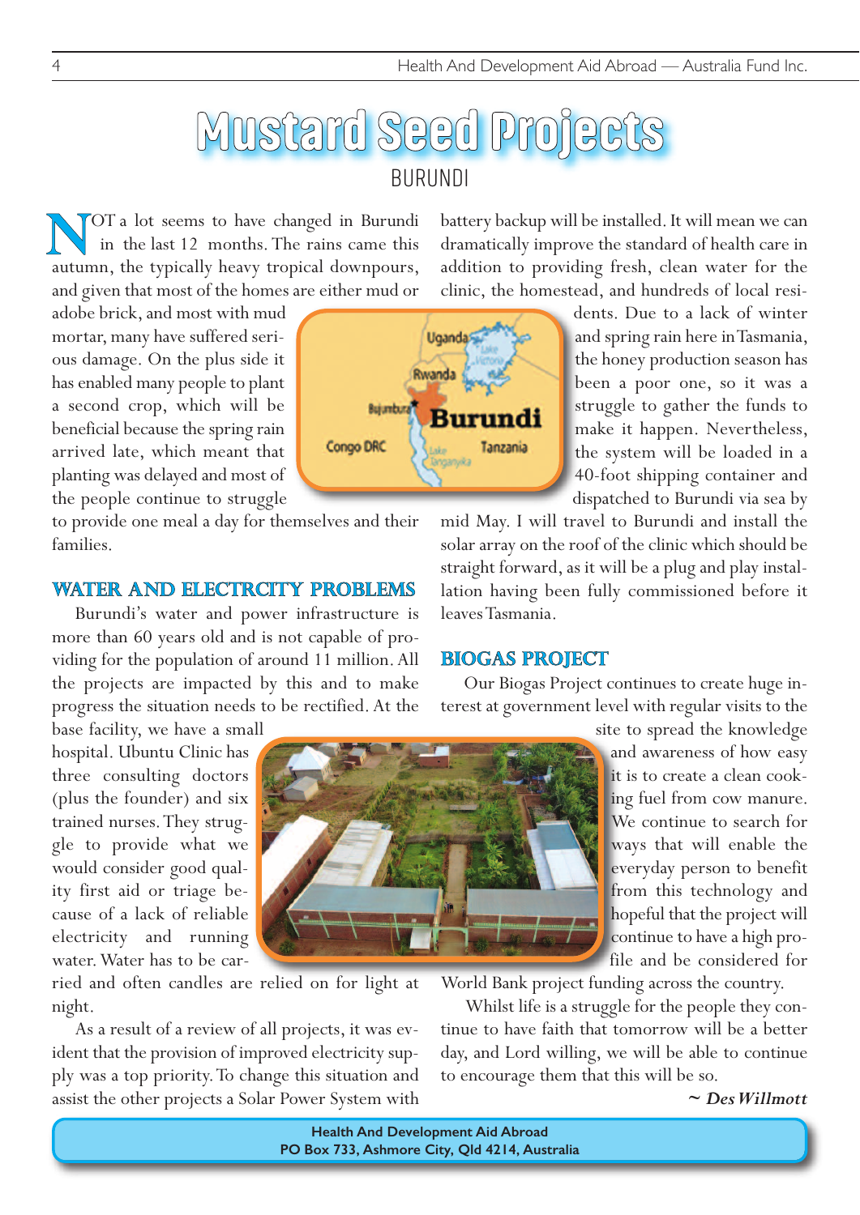# Mustard Seed Projects

## BURUNDI

NOT a lot seems to have changed in Burundi in the last 12 months. The rains came this autumn, the typically heavy tropical downpours, and given that most of the homes are either mud or adobe brick, and most with mud mortar, many have suffered serious damage. On the plus side it has enabled many people to plant a second crop, which will be beneficial because the spring rain arrived late, which meant that planting was delayed and most of the people continue to struggle to provide one meal a day for themselves and their families.

### WATER AND ELECTRCITY PROBLEMS

Burundi's water and power infrastructure is more than 60 years old and is not capable of providing for the population of around 11 million. All the projects are impacted by this and to make progress the situation needs to be rectified. At the base facility, we have a small hospital. Ubuntu Clinic has three consulting doctors (plus the founder) and six trained nurses. They struggle to provide what we would consider good quality first aid or triage because of a lack of reliable electricity and running water. Water has to be carried and often candles are relied on for light at night.

As a result of a review of all projects, it was evident that the provision of improved electricity supply was a top priority. To change this situation and assist the other projects a Solar Power System with battery backup will be installed. It will mean we can dramatically improve the standard of health care in addition to providing fresh, clean water for the clinic, the homestead, and hundreds of local residents. Due to a lack of winter and spring rain here in Tasmania, the honey production season has been a poor one, so it was a struggle to gather the funds to make it happen. Nevertheless, the system will be loaded in a 40-foot shipping container and dispatched to Burundi via sea by mid May. I will travel to Burundi and install the solar array on the roof of the clinic which should be straight forward, as it will be a plug and play installation having been fully commissioned before it leaves Tasmania.

### BIOGAS PROJECT

Our Biogas Project continues to create huge interest at government level with regular visits to the site to spread the knowledge and awareness of how easy it is to create a clean cooking fuel from cow manure. We continue to search for ways that will enable the everyday person to benefit from this technology and hopeful that the project will continue to have a high profile and be considered for World Bank project funding across the country.

Whilst life is a struggle for the people they continue to have faith that tomorrow will be a better day, and Lord willing, we will be able to continue to encourage them that this will be so.

*~ Des Willmott*

**Health And Development Aid Abroad**
**PO Box 733, Ashmore City, Qld 4214, Australia**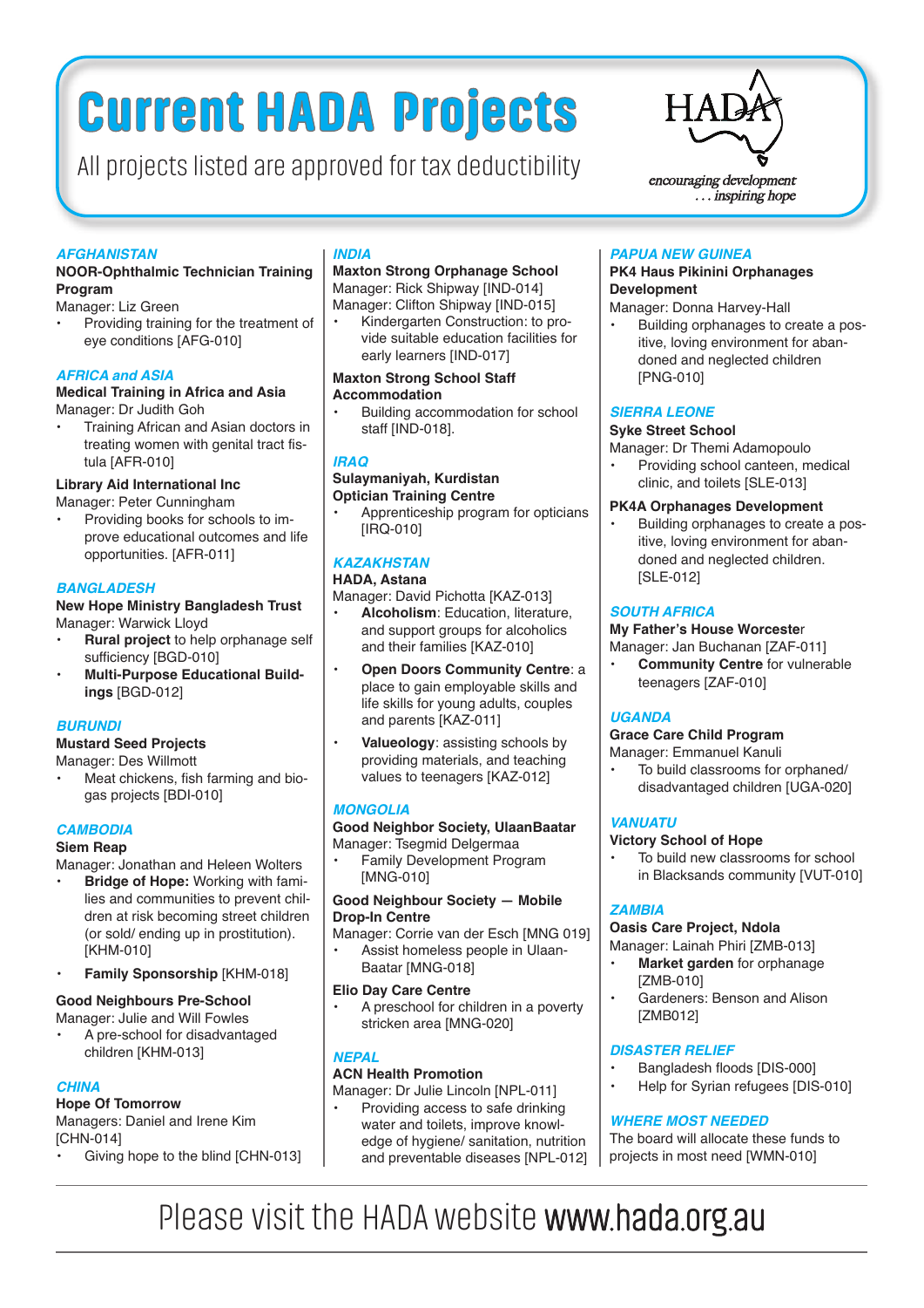# Current HADA Projects

All projects listed are approved for tax deductibility

HADA
*encouraging development ... inspiring hope*

### *AFGHANISTAN*

**NOOR-Ophthalmic Technician Training Program**
Manager: Liz Green

- Providing training for the treatment of eye conditions [AFG-010]

### *AFRICA and ASIA*

**Medical Training in Africa and Asia**
Manager: Dr Judith Goh

- Training African and Asian doctors in treating women with genital tract fistula [AFR-010]

**Library Aid International Inc**
Manager: Peter Cunningham

- Providing books for schools to improve educational outcomes and life opportunities. [AFR-011]

### *BANGLADESH*

**New Hope Ministry Bangladesh Trust**
Manager: Warwick Lloyd

- **Rural project** to help orphanage self sufficiency [BGD-010]
- **Multi-Purpose Educational Buildings** [BGD-012]

### *BURUNDI*

**Mustard Seed Projects**
Manager: Des Willmott

- Meat chickens, fish farming and biogas projects [BDI-010]

### *CAMBODIA*

**Siem Reap**
Manager: Jonathan and Heleen Wolters

- **Bridge of Hope:** Working with families and communities to prevent children at risk becoming street children (or sold/ ending up in prostitution). [KHM-010]
- **Family Sponsorship** [KHM-018]

**Good Neighbours Pre-School**
Manager: Julie and Will Fowles

- A pre-school for disadvantaged children [KHM-013]

### *CHINA*

**Hope Of Tomorrow**
Managers: Daniel and Irene Kim [CHN-014]

- Giving hope to the blind [CHN-013]

### *INDIA*

**Maxton Strong Orphanage School**
Manager: Rick Shipway [IND-014]
Manager: Clifton Shipway [IND-015]

- Kindergarten Construction: to provide suitable education facilities for early learners [IND-017]

**Maxton Strong School Staff Accommodation**

- Building accommodation for school staff [IND-018].

### *IRAQ*

**Sulaymaniyah, Kurdistan Optician Training Centre**

- Apprenticeship program for opticians [IRQ-010]

### *KAZAKHSTAN*

**HADA, Astana**
Manager: David Pichotta [KAZ-013]

- **Alcoholism**: Education, literature, and support groups for alcoholics and their families [KAZ-010]
- **Open Doors Community Centre**: a place to gain employable skills and life skills for young adults, couples and parents [KAZ-011]
- **Valueology**: assisting schools by providing materials, and teaching values to teenagers [KAZ-012]

### *MONGOLIA*

**Good Neighbor Society, UlaanBaatar**
Manager: Tsegmid Delgermaa

- Family Development Program [MNG-010]

**Good Neighbour Society — Mobile Drop-In Centre**
Manager: Corrie van der Esch [MNG 019]

- Assist homeless people in UlaanBaatar [MNG-018]

**Elio Day Care Centre**

- A preschool for children in a poverty stricken area [MNG-020]

### *NEPAL*

**ACN Health Promotion**
Manager: Dr Julie Lincoln [NPL-011]

- Providing access to safe drinking water and toilets, improve knowledge of hygiene/ sanitation, nutrition and preventable diseases [NPL-012]

### *PAPUA NEW GUINEA*

**PK4 Haus Pikinini Orphanages Development**
Manager: Donna Harvey-Hall

- Building orphanages to create a positive, loving environment for abandoned and neglected children [PNG-010]

### *SIERRA LEONE*

**Syke Street School**
Manager: Dr Themi Adamopoulo

- Providing school canteen, medical clinic, and toilets [SLE-013]

**PK4A Orphanages Development**

- Building orphanages to create a positive, loving environment for abandoned and neglected children. [SLE-012]

### *SOUTH AFRICA*

**My Father's House Worcester**
Manager: Jan Buchanan [ZAF-011]

- **Community Centre** for vulnerable teenagers [ZAF-010]

### *UGANDA*

**Grace Care Child Program**
Manager: Emmanuel Kanuli

- To build classrooms for orphaned/ disadvantaged children [UGA-020]

### *VANUATU*

**Victory School of Hope**

- To build new classrooms for school in Blacksands community [VUT-010]

### *ZAMBIA*

**Oasis Care Project, Ndola**
Manager: Lainah Phiri [ZMB-013]

- **Market garden** for orphanage [ZMB-010]
- Gardeners: Benson and Alison [ZMB012]

### *DISASTER RELIEF*

- Bangladesh floods [DIS-000]
- Help for Syrian refugees [DIS-010]

### *WHERE MOST NEEDED*

The board will allocate these funds to projects in most need [WMN-010]

Please visit the HADA website **www.hada.org.au**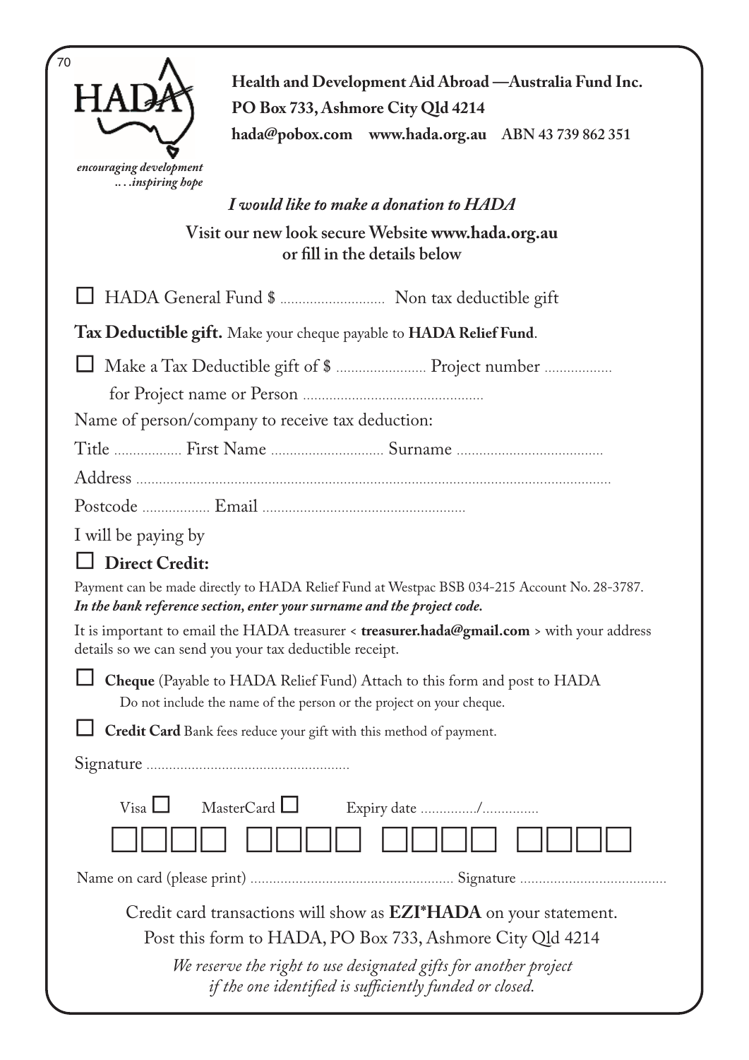HADA

*encouraging development ....inspiring hope*

**Health and Development Aid Abroad —Australia Fund Inc.**
**PO Box 733, Ashmore City Qld 4214**
**hada@pobox.com www.hada.org.au** ABN 43 739 862 351

***I would like to make a donation to HADA***

**Visit our new look secure Website www.hada.org.au or fill in the details below**

☐ HADA General Fund $ ............................ Non tax deductible gift

**Tax Deductible gift.** Make your cheque payable to **HADA Relief Fund**.

☐ Make a Tax Deductible gift of $ ........................ Project number ..................

for Project name or Person ................................................

Name of person/company to receive tax deduction:

Title .................. First Name .............................. Surname .......................................

Address .............................................................................................................................

Postcode .................. Email ......................................................

I will be paying by

☐ **Direct Credit:**

Payment can be made directly to HADA Relief Fund at Westpac BSB 034-215 Account No. 28-3787.
***In the bank reference section, enter your surname and the project code.***

It is important to email the HADA treasurer < **treasurer.hada@gmail.com** > with your address details so we can send you your tax deductible receipt.

☐ **Cheque** (Payable to HADA Relief Fund) Attach to this form and post to HADA
Do not include the name of the person or the project on your cheque.

☐ **Credit Card** Bank fees reduce your gift with this method of payment.

Signature ......................................................

Visa ☐ MasterCard ☐ Expiry date .............../...............

☐☐☐☐ ☐☐☐☐ ☐☐☐☐ ☐☐☐☐

Name on card (please print) ...................................................... Signature .......................................

Credit card transactions will show as **EZI*HADA** on your statement.

Post this form to HADA, PO Box 733, Ashmore City Qld 4214

*We reserve the right to use designated gifts for another project if the one identified is sufficiently funded or closed.*